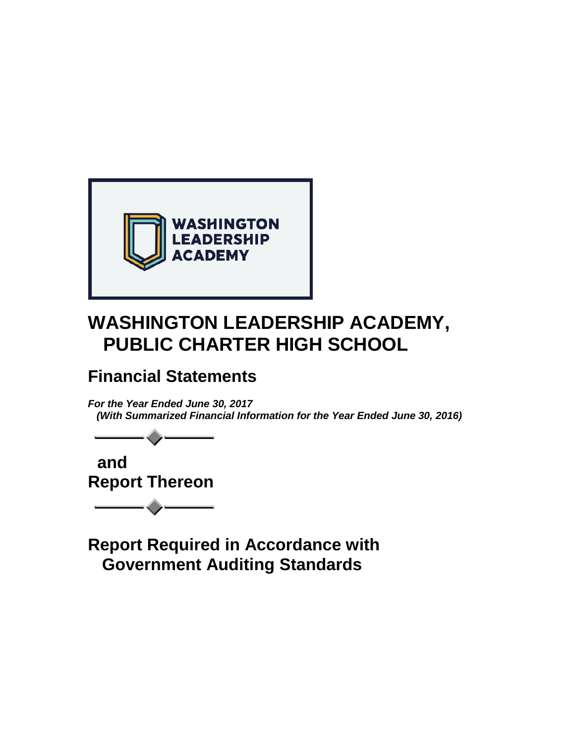# WASHINGTON LEADERSHIP ACADEMY, PUBLIC CHARTER HIGH SCHOOL

## Financial Statements

***For the Year Ended June 30, 2017***
***(With Summarized Financial Information for the Year Ended June 30, 2016)***

## and
## Report Thereon

## Report Required in Accordance with Government Auditing Standards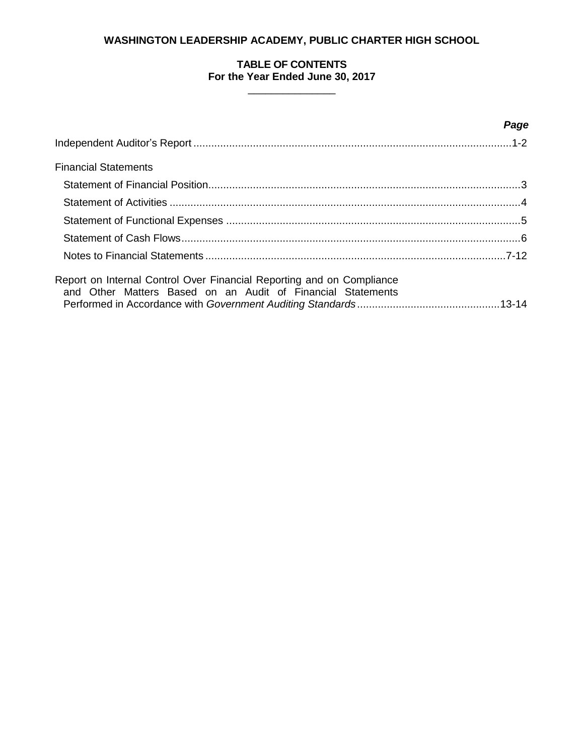# WASHINGTON LEADERSHIP ACADEMY, PUBLIC CHARTER HIGH SCHOOL

## TABLE OF CONTENTS
## For the Year Ended June 30, 2017

| | *Page* |
|---|---|
| Independent Auditor's Report | 1-2 |
| Financial Statements | |
| Statement of Financial Position | 3 |
| Statement of Activities | 4 |
| Statement of Functional Expenses | 5 |
| Statement of Cash Flows | 6 |
| Notes to Financial Statements | 7-12 |
| Report on Internal Control Over Financial Reporting and on Compliance and Other Matters Based on an Audit of Financial Statements Performed in Accordance with *Government Auditing Standards* | 13-14 |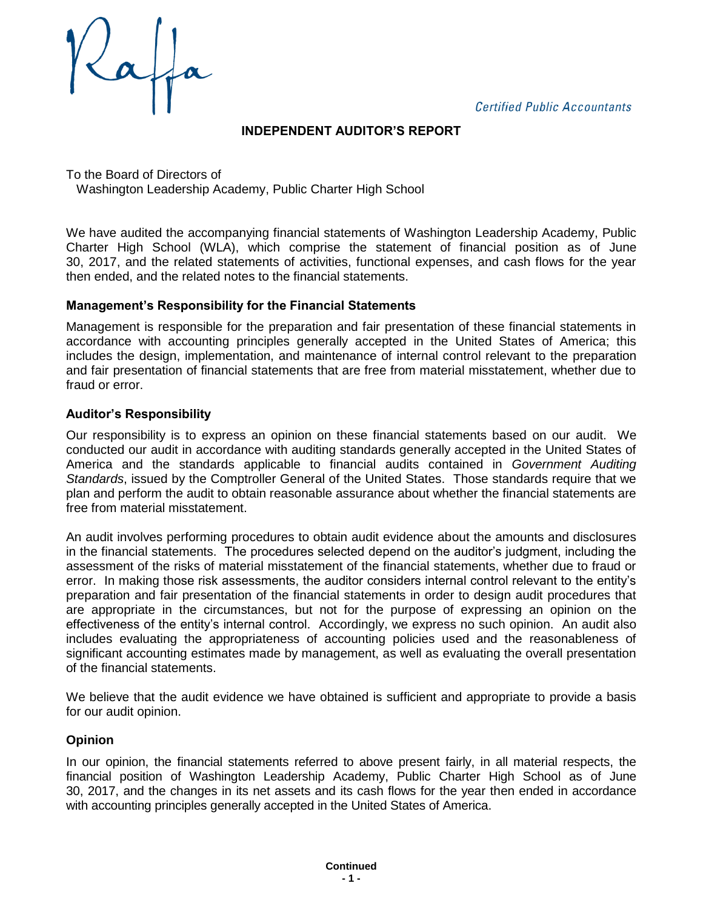Raffa

*Certified Public Accountants*

## INDEPENDENT AUDITOR'S REPORT

To the Board of Directors of
Washington Leadership Academy, Public Charter High School

We have audited the accompanying financial statements of Washington Leadership Academy, Public Charter High School (WLA), which comprise the statement of financial position as of June 30, 2017, and the related statements of activities, functional expenses, and cash flows for the year then ended, and the related notes to the financial statements.

### Management's Responsibility for the Financial Statements

Management is responsible for the preparation and fair presentation of these financial statements in accordance with accounting principles generally accepted in the United States of America; this includes the design, implementation, and maintenance of internal control relevant to the preparation and fair presentation of financial statements that are free from material misstatement, whether due to fraud or error.

### Auditor's Responsibility

Our responsibility is to express an opinion on these financial statements based on our audit. We conducted our audit in accordance with auditing standards generally accepted in the United States of America and the standards applicable to financial audits contained in *Government Auditing Standards*, issued by the Comptroller General of the United States. Those standards require that we plan and perform the audit to obtain reasonable assurance about whether the financial statements are free from material misstatement.

An audit involves performing procedures to obtain audit evidence about the amounts and disclosures in the financial statements. The procedures selected depend on the auditor's judgment, including the assessment of the risks of material misstatement of the financial statements, whether due to fraud or error. In making those risk assessments, the auditor considers internal control relevant to the entity's preparation and fair presentation of the financial statements in order to design audit procedures that are appropriate in the circumstances, but not for the purpose of expressing an opinion on the effectiveness of the entity's internal control. Accordingly, we express no such opinion. An audit also includes evaluating the appropriateness of accounting policies used and the reasonableness of significant accounting estimates made by management, as well as evaluating the overall presentation of the financial statements.

We believe that the audit evidence we have obtained is sufficient and appropriate to provide a basis for our audit opinion.

### Opinion

In our opinion, the financial statements referred to above present fairly, in all material respects, the financial position of Washington Leadership Academy, Public Charter High School as of June 30, 2017, and the changes in its net assets and its cash flows for the year then ended in accordance with accounting principles generally accepted in the United States of America.

**Continued**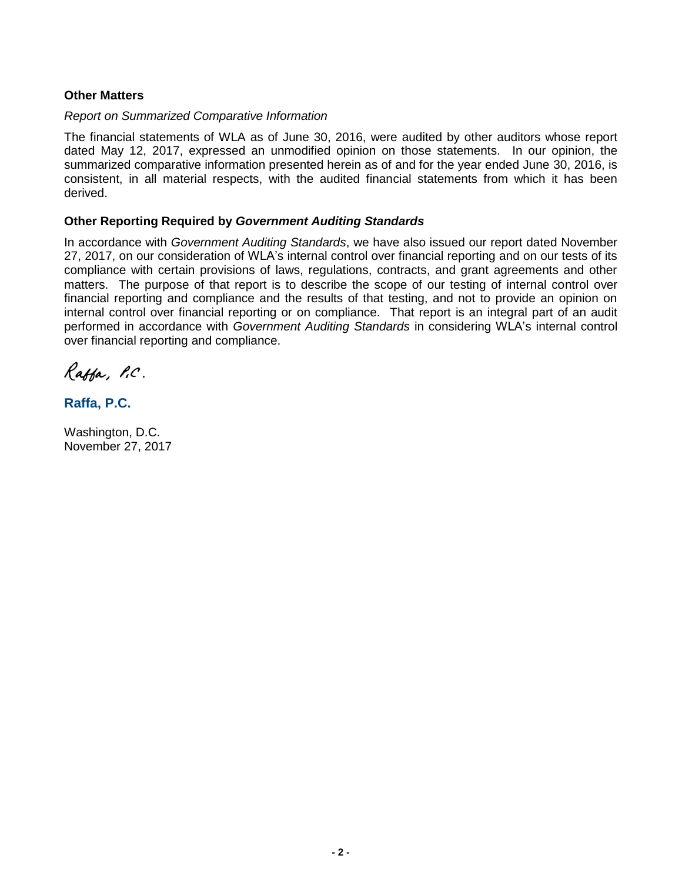## Other Matters

*Report on Summarized Comparative Information*

The financial statements of WLA as of June 30, 2016, were audited by other auditors whose report dated May 12, 2017, expressed an unmodified opinion on those statements. In our opinion, the summarized comparative information presented herein as of and for the year ended June 30, 2016, is consistent, in all material respects, with the audited financial statements from which it has been derived.

## Other Reporting Required by *Government Auditing Standards*

In accordance with *Government Auditing Standards*, we have also issued our report dated November 27, 2017, on our consideration of WLA's internal control over financial reporting and on our tests of its compliance with certain provisions of laws, regulations, contracts, and grant agreements and other matters. The purpose of that report is to describe the scope of our testing of internal control over financial reporting and compliance and the results of that testing, and not to provide an opinion on internal control over financial reporting or on compliance. That report is an integral part of an audit performed in accordance with *Government Auditing Standards* in considering WLA's internal control over financial reporting and compliance.

Raffa, P.C.

**Raffa, P.C.**

Washington, D.C.
November 27, 2017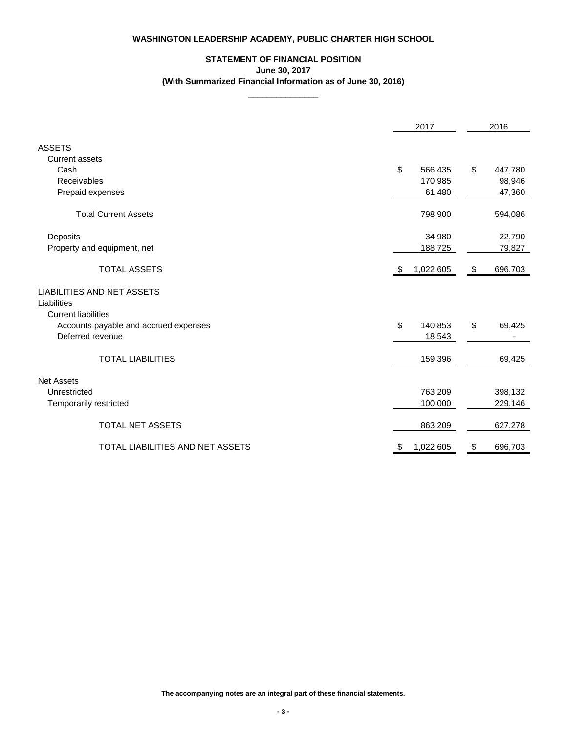# WASHINGTON LEADERSHIP ACADEMY, PUBLIC CHARTER HIGH SCHOOL

## STATEMENT OF FINANCIAL POSITION

**June 30, 2017**

**(With Summarized Financial Information as of June 30, 2016)**

| | 2017 | 2016 |
|---|---|---|
| **ASSETS** | | |
| Current assets | | |
| Cash | $ 566,435 | $ 447,780 |
| Receivables | 170,985 | 98,946 |
| Prepaid expenses | 61,480 | 47,360 |
| Total Current Assets | 798,900 | 594,086 |
| Deposits | 34,980 | 22,790 |
| Property and equipment, net | 188,725 | 79,827 |
| TOTAL ASSETS | $ 1,022,605 | $ 696,703 |
| **LIABILITIES AND NET ASSETS** | | |
| Liabilities | | |
| Current liabilities | | |
| Accounts payable and accrued expenses | $ 140,853 | $ 69,425 |
| Deferred revenue | 18,543 | - |
| TOTAL LIABILITIES | 159,396 | 69,425 |
| Net Assets | | |
| Unrestricted | 763,209 | 398,132 |
| Temporarily restricted | 100,000 | 229,146 |
| TOTAL NET ASSETS | 863,209 | 627,278 |
| TOTAL LIABILITIES AND NET ASSETS | $ 1,022,605 | $ 696,703 |

**The accompanying notes are an integral part of these financial statements.**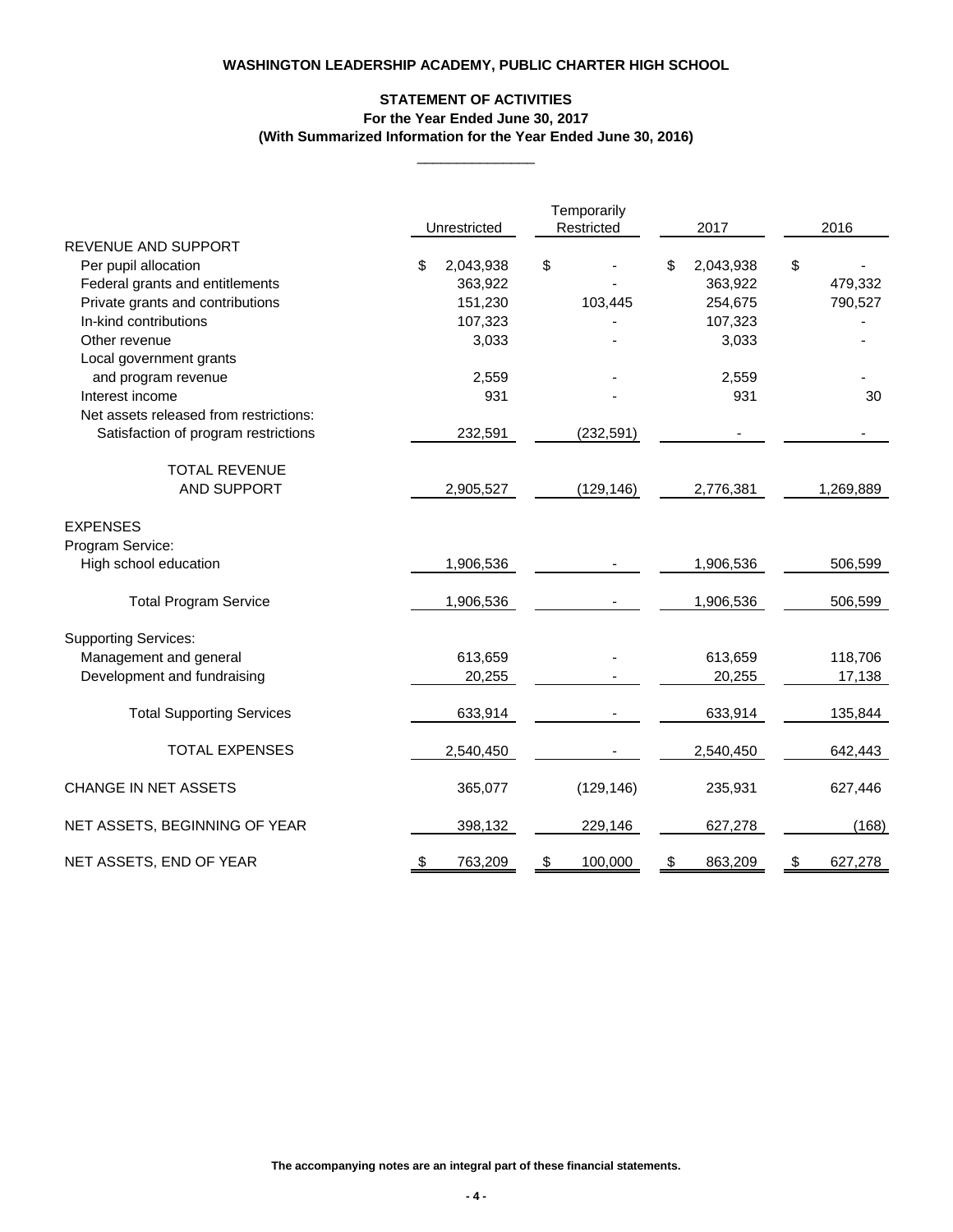**WASHINGTON LEADERSHIP ACADEMY, PUBLIC CHARTER HIGH SCHOOL**

**STATEMENT OF ACTIVITIES**
**For the Year Ended June 30, 2017**
**(With Summarized Information for the Year Ended June 30, 2016)**

| | Unrestricted | Temporarily Restricted | 2017 | 2016 |
|---|---|---|---|---|
| REVENUE AND SUPPORT | | | | |
| Per pupil allocation | $ 2,043,938 | $ - | $ 2,043,938 | $ - |
| Federal grants and entitlements | 363,922 | - | 363,922 | 479,332 |
| Private grants and contributions | 151,230 | 103,445 | 254,675 | 790,527 |
| In-kind contributions | 107,323 | - | 107,323 | - |
| Other revenue | 3,033 | - | 3,033 | - |
| Local government grants and program revenue | 2,559 | - | 2,559 | - |
| Interest income | 931 | - | 931 | 30 |
| Net assets released from restrictions: | | | | |
| Satisfaction of program restrictions | 232,591 | (232,591) | - | - |
| TOTAL REVENUE AND SUPPORT | 2,905,527 | (129,146) | 2,776,381 | 1,269,889 |
| EXPENSES | | | | |
| Program Service: | | | | |
| High school education | 1,906,536 | - | 1,906,536 | 506,599 |
| Total Program Service | 1,906,536 | - | 1,906,536 | 506,599 |
| Supporting Services: | | | | |
| Management and general | 613,659 | - | 613,659 | 118,706 |
| Development and fundraising | 20,255 | - | 20,255 | 17,138 |
| Total Supporting Services | 633,914 | - | 633,914 | 135,844 |
| TOTAL EXPENSES | 2,540,450 | - | 2,540,450 | 642,443 |
| CHANGE IN NET ASSETS | 365,077 | (129,146) | 235,931 | 627,446 |
| NET ASSETS, BEGINNING OF YEAR | 398,132 | 229,146 | 627,278 | (168) |
| NET ASSETS, END OF YEAR | $ 763,209 | $ 100,000 | $ 863,209 | $ 627,278 |

**The accompanying notes are an integral part of these financial statements.**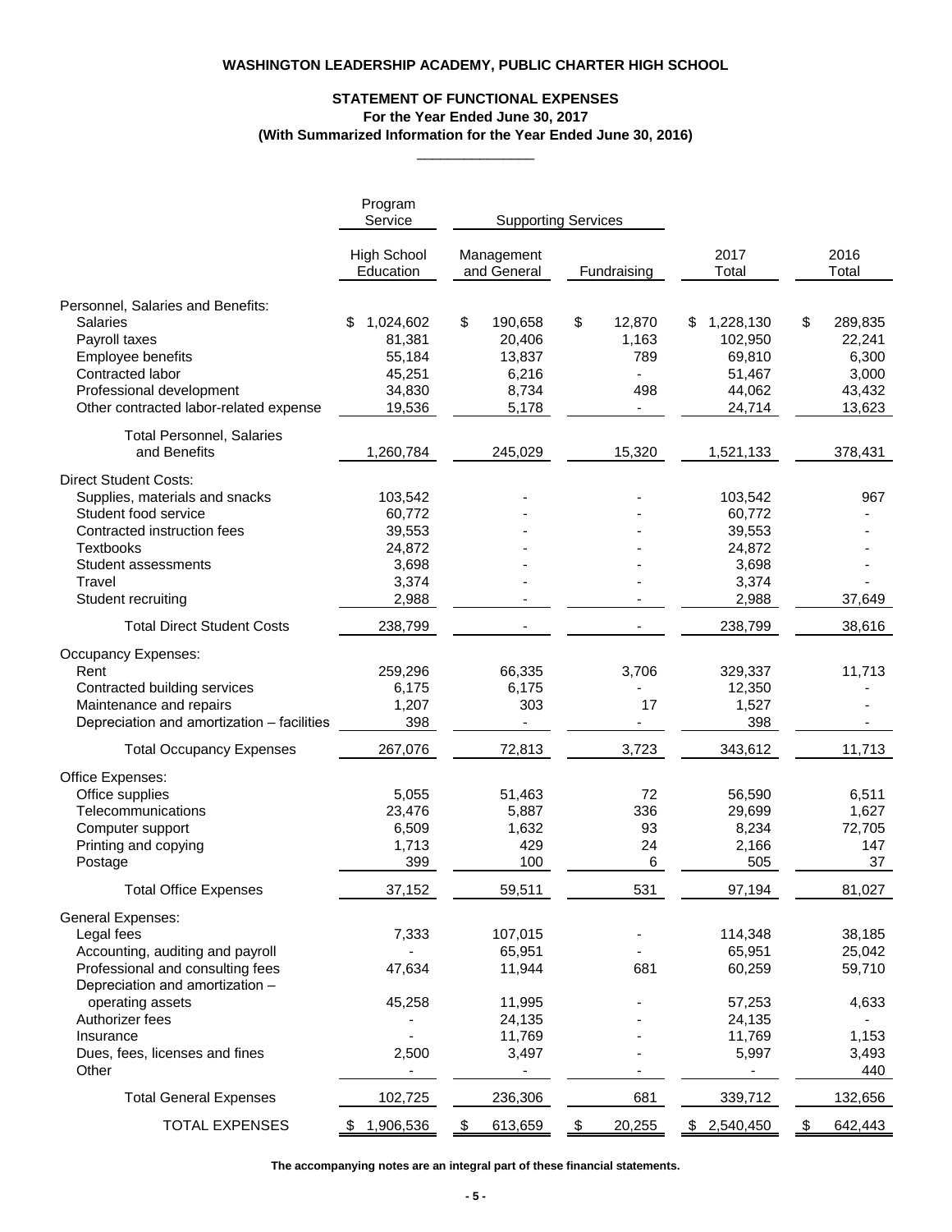# WASHINGTON LEADERSHIP ACADEMY, PUBLIC CHARTER HIGH SCHOOL

## STATEMENT OF FUNCTIONAL EXPENSES
**For the Year Ended June 30, 2017**
**(With Summarized Information for the Year Ended June 30, 2016)**

| | Program Service | Supporting Services | | | |
|---|---|---|---|---|---|
| | High School Education | Management and General | Fundraising | 2017 Total | 2016 Total |
| **Personnel, Salaries and Benefits:** | | | | | |
| Salaries | $ 1,024,602 | $ 190,658 | $ 12,870 | $ 1,228,130 | $ 289,835 |
| Payroll taxes | 81,381 | 20,406 | 1,163 | 102,950 | 22,241 |
| Employee benefits | 55,184 | 13,837 | 789 | 69,810 | 6,300 |
| Contracted labor | 45,251 | 6,216 | - | 51,467 | 3,000 |
| Professional development | 34,830 | 8,734 | 498 | 44,062 | 43,432 |
| Other contracted labor-related expense | 19,536 | 5,178 | - | 24,714 | 13,623 |
| Total Personnel, Salaries and Benefits | 1,260,784 | 245,029 | 15,320 | 1,521,133 | 378,431 |
| **Direct Student Costs:** | | | | | |
| Supplies, materials and snacks | 103,542 | - | - | 103,542 | 967 |
| Student food service | 60,772 | - | - | 60,772 | - |
| Contracted instruction fees | 39,553 | - | - | 39,553 | - |
| Textbooks | 24,872 | - | - | 24,872 | - |
| Student assessments | 3,698 | - | - | 3,698 | - |
| Travel | 3,374 | - | - | 3,374 | - |
| Student recruiting | 2,988 | - | - | 2,988 | 37,649 |
| Total Direct Student Costs | 238,799 | - | - | 238,799 | 38,616 |
| **Occupancy Expenses:** | | | | | |
| Rent | 259,296 | 66,335 | 3,706 | 329,337 | 11,713 |
| Contracted building services | 6,175 | 6,175 | - | 12,350 | - |
| Maintenance and repairs | 1,207 | 303 | 17 | 1,527 | - |
| Depreciation and amortization – facilities | 398 | - | - | 398 | - |
| Total Occupancy Expenses | 267,076 | 72,813 | 3,723 | 343,612 | 11,713 |
| **Office Expenses:** | | | | | |
| Office supplies | 5,055 | 51,463 | 72 | 56,590 | 6,511 |
| Telecommunications | 23,476 | 5,887 | 336 | 29,699 | 1,627 |
| Computer support | 6,509 | 1,632 | 93 | 8,234 | 72,705 |
| Printing and copying | 1,713 | 429 | 24 | 2,166 | 147 |
| Postage | 399 | 100 | 6 | 505 | 37 |
| Total Office Expenses | 37,152 | 59,511 | 531 | 97,194 | 81,027 |
| **General Expenses:** | | | | | |
| Legal fees | 7,333 | 107,015 | - | 114,348 | 38,185 |
| Accounting, auditing and payroll | - | 65,951 | - | 65,951 | 25,042 |
| Professional and consulting fees | 47,634 | 11,944 | 681 | 60,259 | 59,710 |
| Depreciation and amortization – operating assets | 45,258 | 11,995 | - | 57,253 | 4,633 |
| Authorizer fees | - | 24,135 | - | 24,135 | - |
| Insurance | - | 11,769 | - | 11,769 | 1,153 |
| Dues, fees, licenses and fines | 2,500 | 3,497 | - | 5,997 | 3,493 |
| Other | - | - | - | - | 440 |
| Total General Expenses | 102,725 | 236,306 | 681 | 339,712 | 132,656 |
| TOTAL EXPENSES | $ 1,906,536 | $ 613,659 | $ 20,255 | $ 2,540,450 | $ 642,443 |

**The accompanying notes are an integral part of these financial statements.**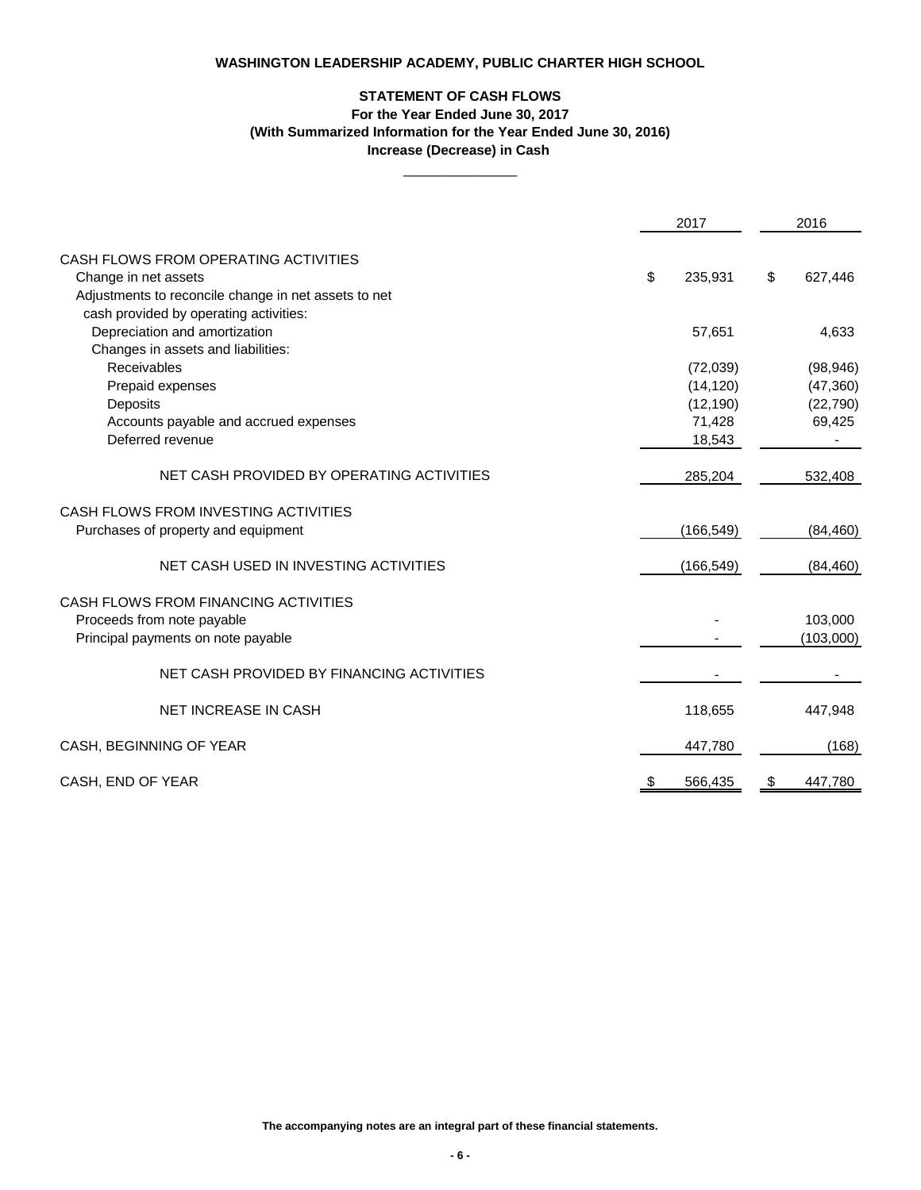**WASHINGTON LEADERSHIP ACADEMY, PUBLIC CHARTER HIGH SCHOOL**

**STATEMENT OF CASH FLOWS**
**For the Year Ended June 30, 2017**
**(With Summarized Information for the Year Ended June 30, 2016)**
**Increase (Decrease) in Cash**

| | 2017 | 2016 |
|---|---|---|
| CASH FLOWS FROM OPERATING ACTIVITIES | | |
| Change in net assets | $ 235,931 | $ 627,446 |
| Adjustments to reconcile change in net assets to net cash provided by operating activities: | | |
| Depreciation and amortization | 57,651 | 4,633 |
| Changes in assets and liabilities: | | |
| Receivables | (72,039) | (98,946) |
| Prepaid expenses | (14,120) | (47,360) |
| Deposits | (12,190) | (22,790) |
| Accounts payable and accrued expenses | 71,428 | 69,425 |
| Deferred revenue | 18,543 | - |
| NET CASH PROVIDED BY OPERATING ACTIVITIES | 285,204 | 532,408 |
| CASH FLOWS FROM INVESTING ACTIVITIES | | |
| Purchases of property and equipment | (166,549) | (84,460) |
| NET CASH USED IN INVESTING ACTIVITIES | (166,549) | (84,460) |
| CASH FLOWS FROM FINANCING ACTIVITIES | | |
| Proceeds from note payable | - | 103,000 |
| Principal payments on note payable | - | (103,000) |
| NET CASH PROVIDED BY FINANCING ACTIVITIES | - | - |
| NET INCREASE IN CASH | 118,655 | 447,948 |
| CASH, BEGINNING OF YEAR | 447,780 | (168) |
| CASH, END OF YEAR | $ 566,435 | $ 447,780 |

**The accompanying notes are an integral part of these financial statements.**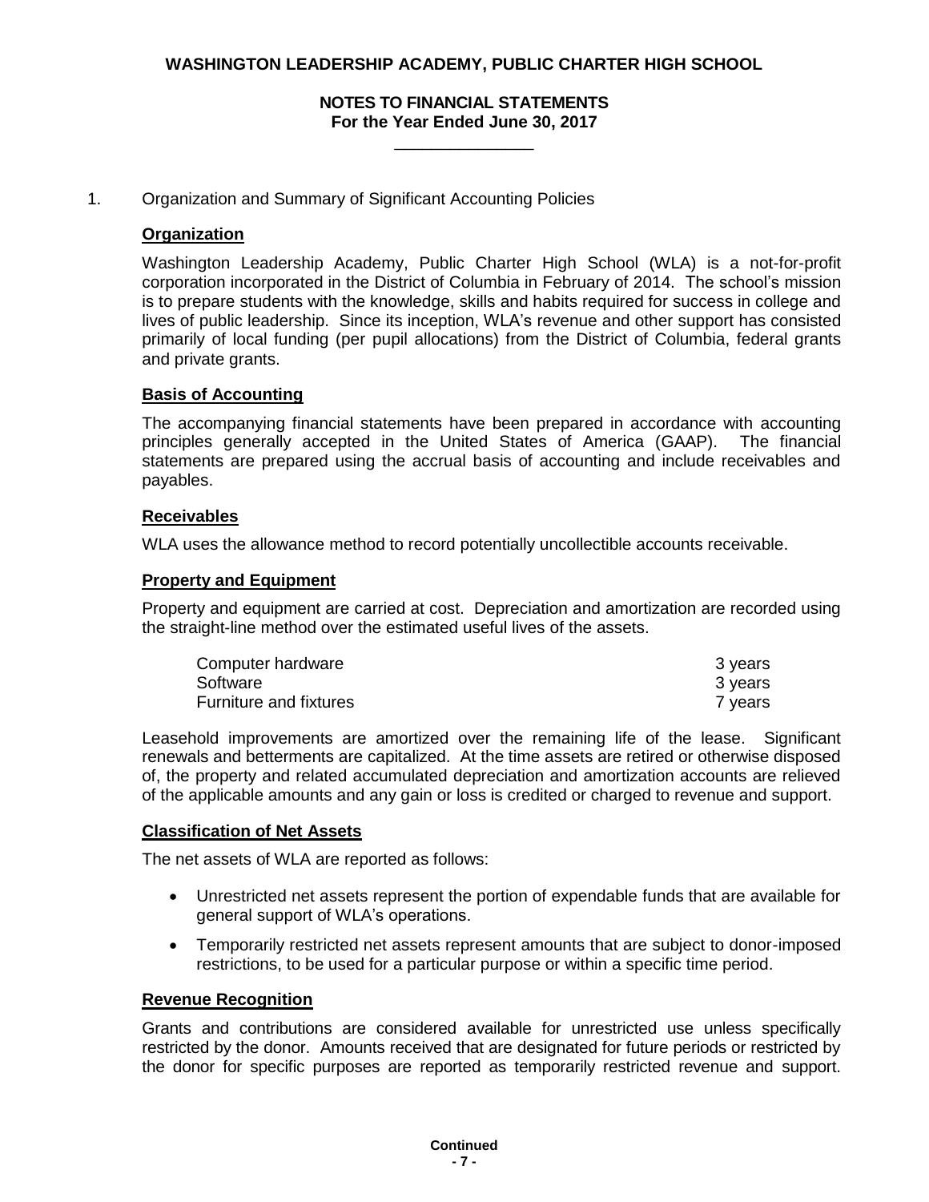# WASHINGTON LEADERSHIP ACADEMY, PUBLIC CHARTER HIGH SCHOOL

## NOTES TO FINANCIAL STATEMENTS
### For the Year Ended June 30, 2017

1. Organization and Summary of Significant Accounting Policies

**Organization**

Washington Leadership Academy, Public Charter High School (WLA) is a not-for-profit corporation incorporated in the District of Columbia in February of 2014. The school's mission is to prepare students with the knowledge, skills and habits required for success in college and lives of public leadership. Since its inception, WLA's revenue and other support has consisted primarily of local funding (per pupil allocations) from the District of Columbia, federal grants and private grants.

**Basis of Accounting**

The accompanying financial statements have been prepared in accordance with accounting principles generally accepted in the United States of America (GAAP). The financial statements are prepared using the accrual basis of accounting and include receivables and payables.

**Receivables**

WLA uses the allowance method to record potentially uncollectible accounts receivable.

**Property and Equipment**

Property and equipment are carried at cost. Depreciation and amortization are recorded using the straight-line method over the estimated useful lives of the assets.

| | |
|---|---|
| Computer hardware | 3 years |
| Software | 3 years |
| Furniture and fixtures | 7 years |

Leasehold improvements are amortized over the remaining life of the lease. Significant renewals and betterments are capitalized. At the time assets are retired or otherwise disposed of, the property and related accumulated depreciation and amortization accounts are relieved of the applicable amounts and any gain or loss is credited or charged to revenue and support.

**Classification of Net Assets**

The net assets of WLA are reported as follows:

- Unrestricted net assets represent the portion of expendable funds that are available for general support of WLA's operations.
- Temporarily restricted net assets represent amounts that are subject to donor-imposed restrictions, to be used for a particular purpose or within a specific time period.

**Revenue Recognition**

Grants and contributions are considered available for unrestricted use unless specifically restricted by the donor. Amounts received that are designated for future periods or restricted by the donor for specific purposes are reported as temporarily restricted revenue and support.

Continued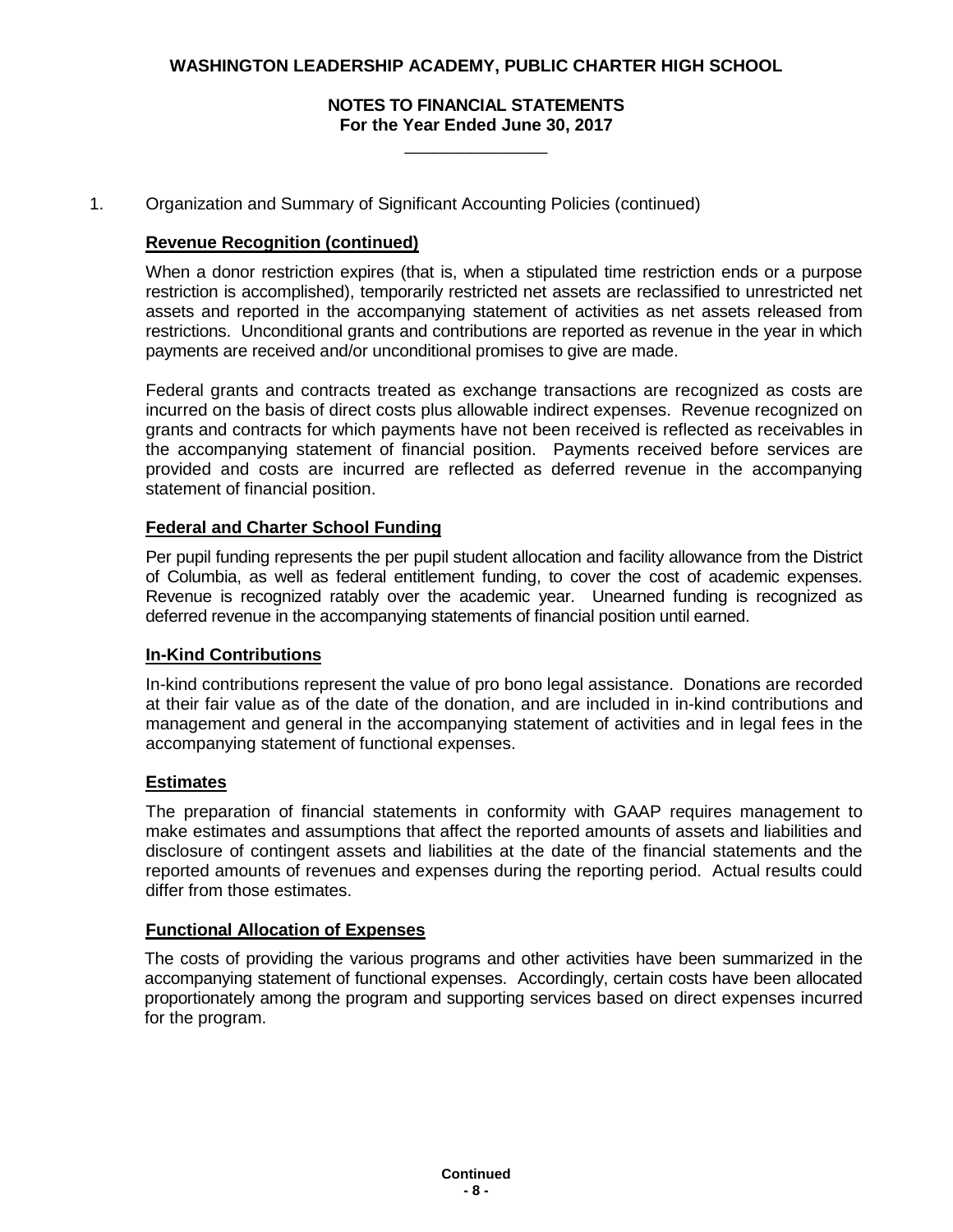1. Organization and Summary of Significant Accounting Policies (continued)

**Revenue Recognition (continued)**

When a donor restriction expires (that is, when a stipulated time restriction ends or a purpose restriction is accomplished), temporarily restricted net assets are reclassified to unrestricted net assets and reported in the accompanying statement of activities as net assets released from restrictions. Unconditional grants and contributions are reported as revenue in the year in which payments are received and/or unconditional promises to give are made.

Federal grants and contracts treated as exchange transactions are recognized as costs are incurred on the basis of direct costs plus allowable indirect expenses. Revenue recognized on grants and contracts for which payments have not been received is reflected as receivables in the accompanying statement of financial position. Payments received before services are provided and costs are incurred are reflected as deferred revenue in the accompanying statement of financial position.

**Federal and Charter School Funding**

Per pupil funding represents the per pupil student allocation and facility allowance from the District of Columbia, as well as federal entitlement funding, to cover the cost of academic expenses. Revenue is recognized ratably over the academic year. Unearned funding is recognized as deferred revenue in the accompanying statements of financial position until earned.

**In-Kind Contributions**

In-kind contributions represent the value of pro bono legal assistance. Donations are recorded at their fair value as of the date of the donation, and are included in in-kind contributions and management and general in the accompanying statement of activities and in legal fees in the accompanying statement of functional expenses.

**Estimates**

The preparation of financial statements in conformity with GAAP requires management to make estimates and assumptions that affect the reported amounts of assets and liabilities and disclosure of contingent assets and liabilities at the date of the financial statements and the reported amounts of revenues and expenses during the reporting period. Actual results could differ from those estimates.

**Functional Allocation of Expenses**

The costs of providing the various programs and other activities have been summarized in the accompanying statement of functional expenses. Accordingly, certain costs have been allocated proportionately among the program and supporting services based on direct expenses incurred for the program.

Continued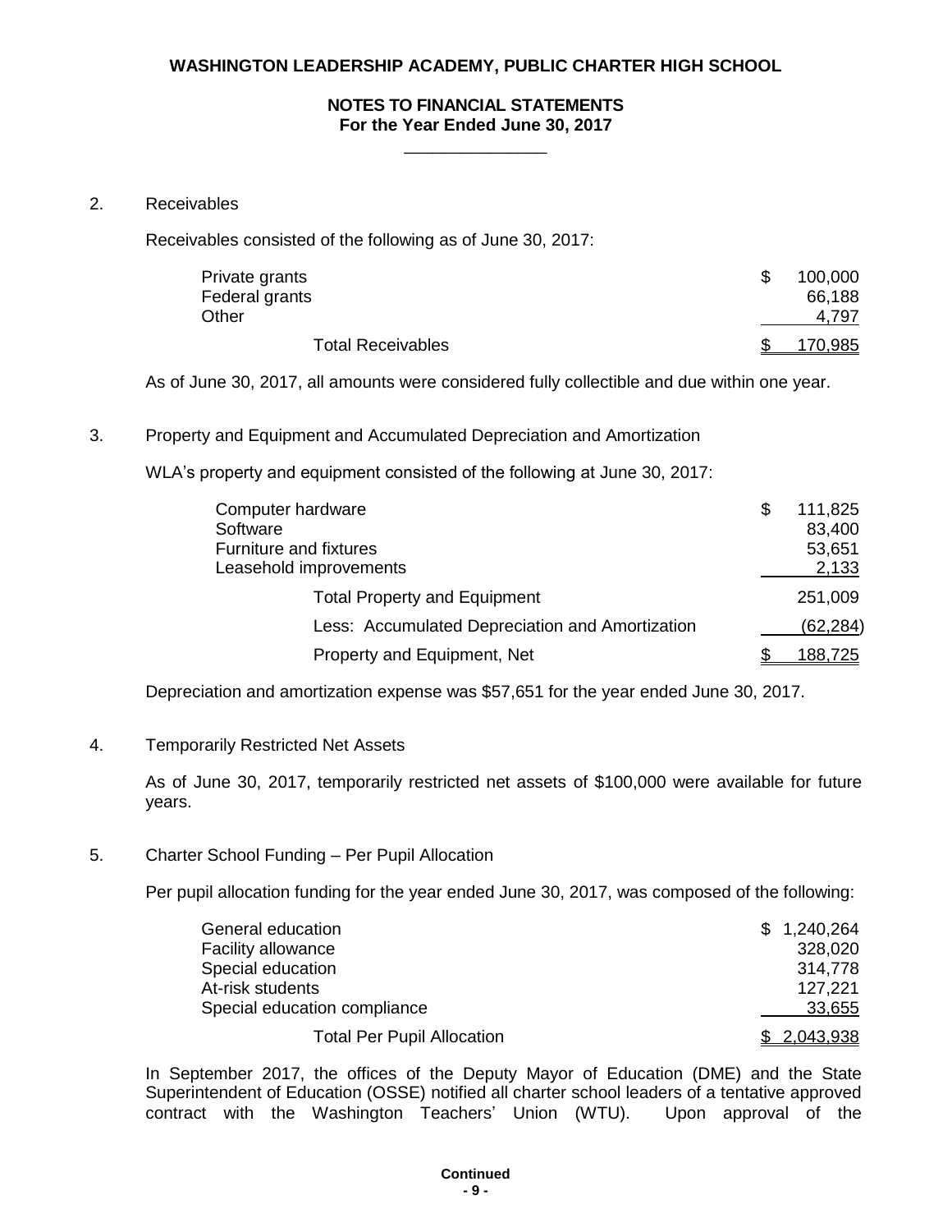## 2. Receivables

Receivables consisted of the following as of June 30, 2017:

| | |
|---|---|
| Private grants | $ 100,000 |
| Federal grants | 66,188 |
| Other | 4,797 |
| Total Receivables | $ 170,985 |

As of June 30, 2017, all amounts were considered fully collectible and due within one year.

## 3. Property and Equipment and Accumulated Depreciation and Amortization

WLA's property and equipment consisted of the following at June 30, 2017:

| | |
|---|---|
| Computer hardware | $ 111,825 |
| Software | 83,400 |
| Furniture and fixtures | 53,651 |
| Leasehold improvements | 2,133 |
| Total Property and Equipment | 251,009 |
| Less: Accumulated Depreciation and Amortization | (62,284) |
| Property and Equipment, Net | $ 188,725 |

Depreciation and amortization expense was $57,651 for the year ended June 30, 2017.

## 4. Temporarily Restricted Net Assets

As of June 30, 2017, temporarily restricted net assets of $100,000 were available for future years.

## 5. Charter School Funding – Per Pupil Allocation

Per pupil allocation funding for the year ended June 30, 2017, was composed of the following:

| | |
|---|---|
| General education | $ 1,240,264 |
| Facility allowance | 328,020 |
| Special education | 314,778 |
| At-risk students | 127,221 |
| Special education compliance | 33,655 |
| Total Per Pupil Allocation | $ 2,043,938 |

In September 2017, the offices of the Deputy Mayor of Education (DME) and the State Superintendent of Education (OSSE) notified all charter school leaders of a tentative approved contract with the Washington Teachers' Union (WTU). Upon approval of the

Continued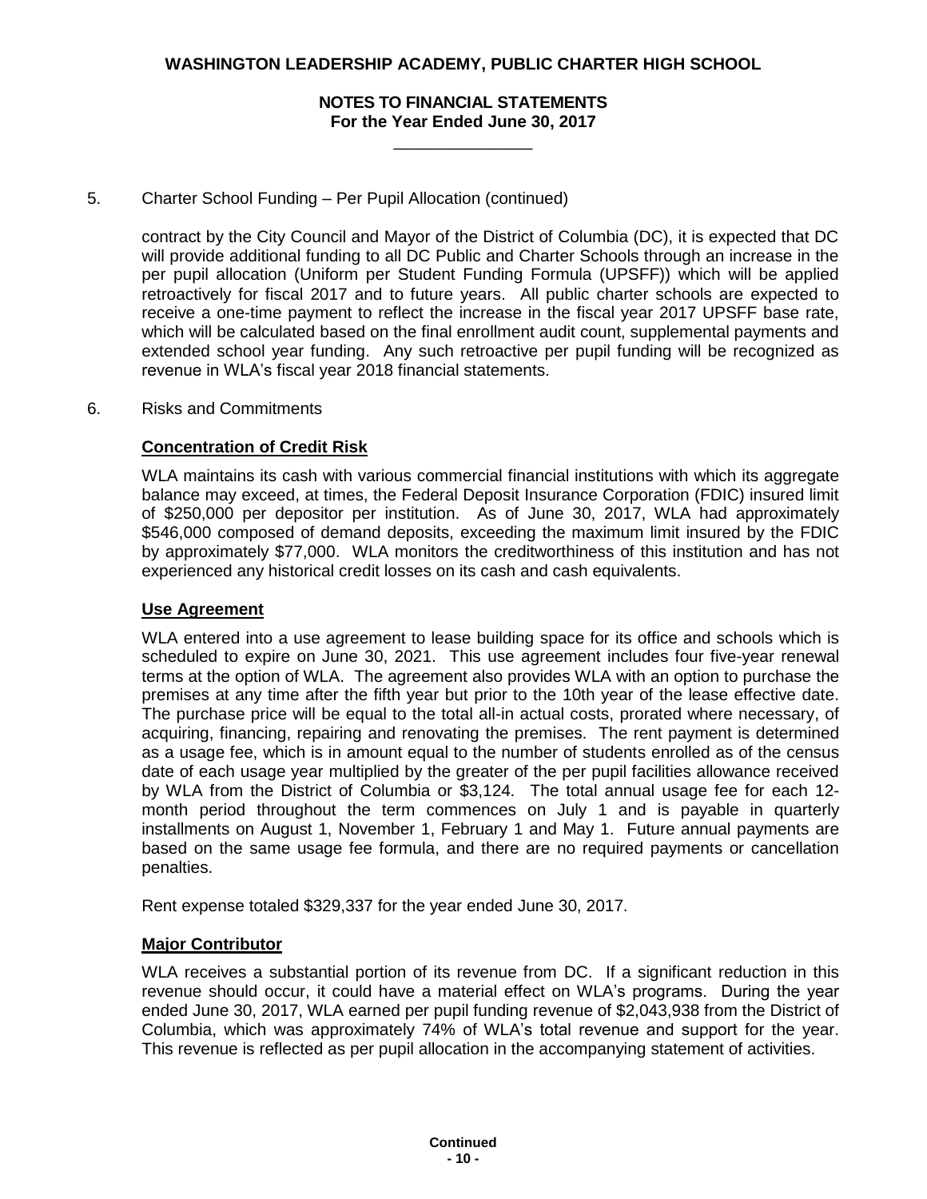5. Charter School Funding – Per Pupil Allocation (continued)

contract by the City Council and Mayor of the District of Columbia (DC), it is expected that DC will provide additional funding to all DC Public and Charter Schools through an increase in the per pupil allocation (Uniform per Student Funding Formula (UPSFF)) which will be applied retroactively for fiscal 2017 and to future years. All public charter schools are expected to receive a one-time payment to reflect the increase in the fiscal year 2017 UPSFF base rate, which will be calculated based on the final enrollment audit count, supplemental payments and extended school year funding. Any such retroactive per pupil funding will be recognized as revenue in WLA's fiscal year 2018 financial statements.

6. Risks and Commitments

**Concentration of Credit Risk**

WLA maintains its cash with various commercial financial institutions with which its aggregate balance may exceed, at times, the Federal Deposit Insurance Corporation (FDIC) insured limit of $250,000 per depositor per institution. As of June 30, 2017, WLA had approximately $546,000 composed of demand deposits, exceeding the maximum limit insured by the FDIC by approximately $77,000. WLA monitors the creditworthiness of this institution and has not experienced any historical credit losses on its cash and cash equivalents.

**Use Agreement**

WLA entered into a use agreement to lease building space for its office and schools which is scheduled to expire on June 30, 2021. This use agreement includes four five-year renewal terms at the option of WLA. The agreement also provides WLA with an option to purchase the premises at any time after the fifth year but prior to the 10th year of the lease effective date. The purchase price will be equal to the total all-in actual costs, prorated where necessary, of acquiring, financing, repairing and renovating the premises. The rent payment is determined as a usage fee, which is in amount equal to the number of students enrolled as of the census date of each usage year multiplied by the greater of the per pupil facilities allowance received by WLA from the District of Columbia or $3,124. The total annual usage fee for each 12-month period throughout the term commences on July 1 and is payable in quarterly installments on August 1, November 1, February 1 and May 1. Future annual payments are based on the same usage fee formula, and there are no required payments or cancellation penalties.

Rent expense totaled $329,337 for the year ended June 30, 2017.

**Major Contributor**

WLA receives a substantial portion of its revenue from DC. If a significant reduction in this revenue should occur, it could have a material effect on WLA's programs. During the year ended June 30, 2017, WLA earned per pupil funding revenue of $2,043,938 from the District of Columbia, which was approximately 74% of WLA's total revenue and support for the year. This revenue is reflected as per pupil allocation in the accompanying statement of activities.

Continued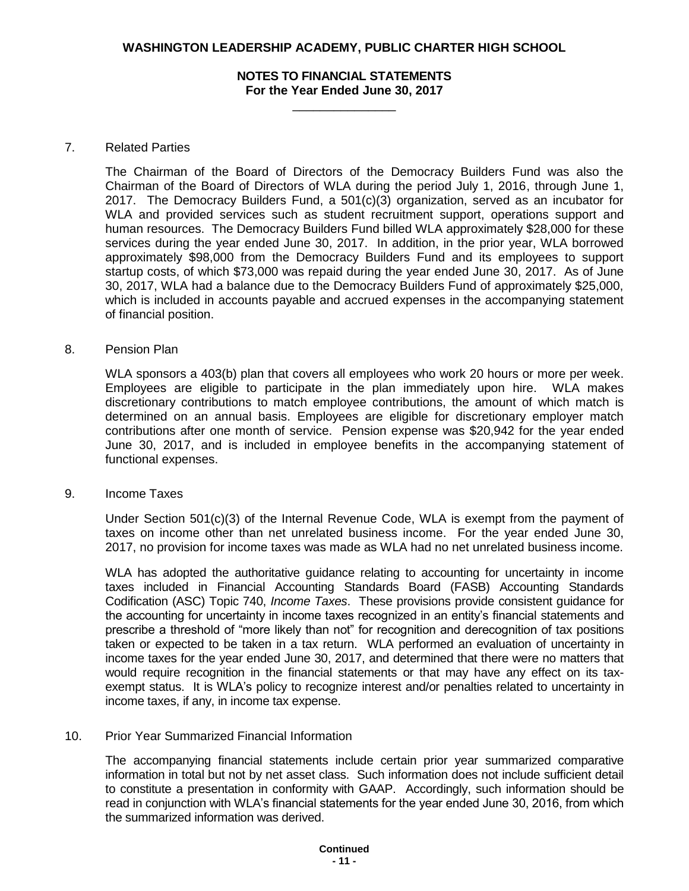7. Related Parties

The Chairman of the Board of Directors of the Democracy Builders Fund was also the Chairman of the Board of Directors of WLA during the period July 1, 2016, through June 1, 2017. The Democracy Builders Fund, a 501(c)(3) organization, served as an incubator for WLA and provided services such as student recruitment support, operations support and human resources. The Democracy Builders Fund billed WLA approximately $28,000 for these services during the year ended June 30, 2017. In addition, in the prior year, WLA borrowed approximately $98,000 from the Democracy Builders Fund and its employees to support startup costs, of which $73,000 was repaid during the year ended June 30, 2017. As of June 30, 2017, WLA had a balance due to the Democracy Builders Fund of approximately $25,000, which is included in accounts payable and accrued expenses in the accompanying statement of financial position.

8. Pension Plan

WLA sponsors a 403(b) plan that covers all employees who work 20 hours or more per week. Employees are eligible to participate in the plan immediately upon hire. WLA makes discretionary contributions to match employee contributions, the amount of which match is determined on an annual basis. Employees are eligible for discretionary employer match contributions after one month of service. Pension expense was $20,942 for the year ended June 30, 2017, and is included in employee benefits in the accompanying statement of functional expenses.

9. Income Taxes

Under Section 501(c)(3) of the Internal Revenue Code, WLA is exempt from the payment of taxes on income other than net unrelated business income. For the year ended June 30, 2017, no provision for income taxes was made as WLA had no net unrelated business income.

WLA has adopted the authoritative guidance relating to accounting for uncertainty in income taxes included in Financial Accounting Standards Board (FASB) Accounting Standards Codification (ASC) Topic 740, *Income Taxes*. These provisions provide consistent guidance for the accounting for uncertainty in income taxes recognized in an entity's financial statements and prescribe a threshold of "more likely than not" for recognition and derecognition of tax positions taken or expected to be taken in a tax return. WLA performed an evaluation of uncertainty in income taxes for the year ended June 30, 2017, and determined that there were no matters that would require recognition in the financial statements or that may have any effect on its tax-exempt status. It is WLA's policy to recognize interest and/or penalties related to uncertainty in income taxes, if any, in income tax expense.

10. Prior Year Summarized Financial Information

The accompanying financial statements include certain prior year summarized comparative information in total but not by net asset class. Such information does not include sufficient detail to constitute a presentation in conformity with GAAP. Accordingly, such information should be read in conjunction with WLA's financial statements for the year ended June 30, 2016, from which the summarized information was derived.

**Continued**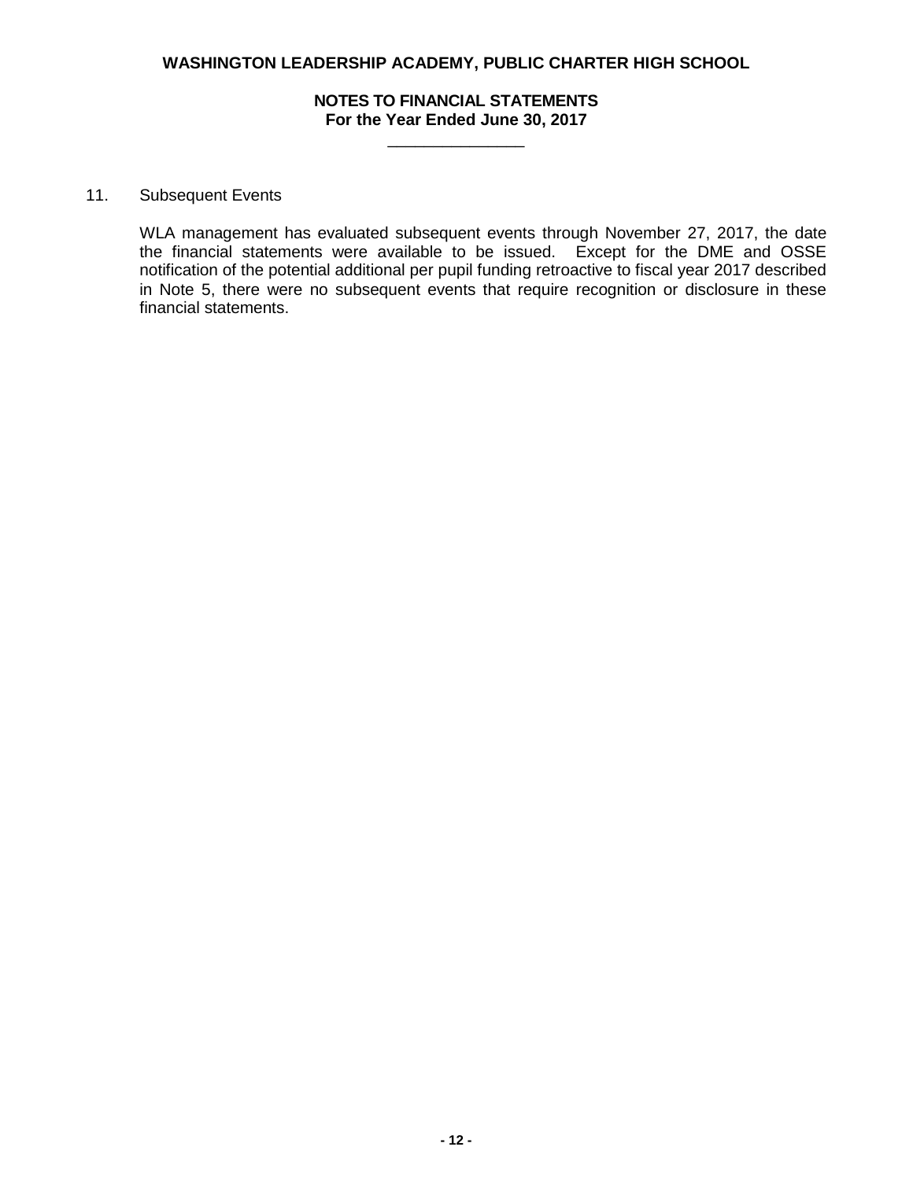## 11. Subsequent Events

WLA management has evaluated subsequent events through November 27, 2017, the date the financial statements were available to be issued. Except for the DME and OSSE notification of the potential additional per pupil funding retroactive to fiscal year 2017 described in Note 5, there were no subsequent events that require recognition or disclosure in these financial statements.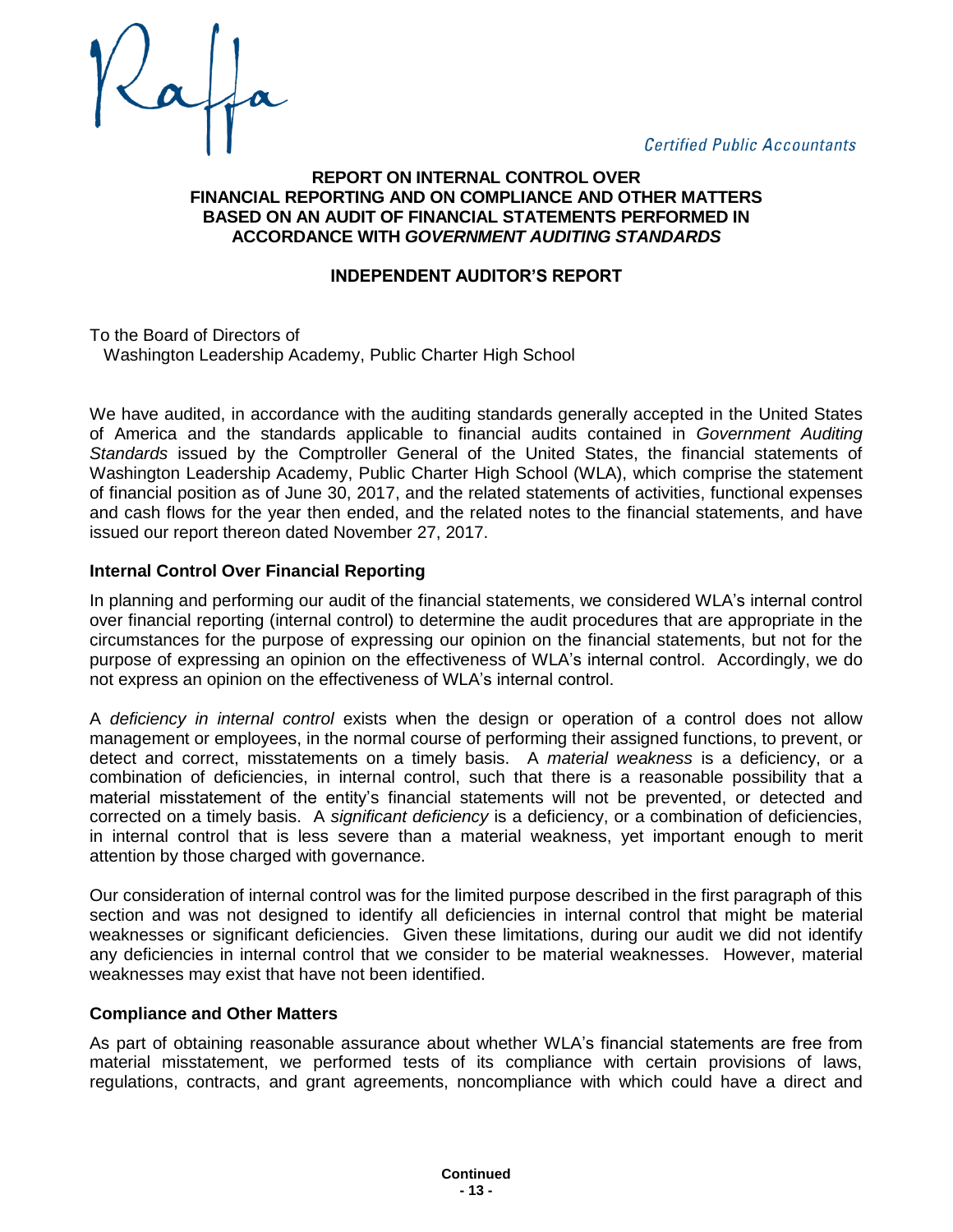Raffa

*Certified Public Accountants*

**REPORT ON INTERNAL CONTROL OVER FINANCIAL REPORTING AND ON COMPLIANCE AND OTHER MATTERS BASED ON AN AUDIT OF FINANCIAL STATEMENTS PERFORMED IN ACCORDANCE WITH *GOVERNMENT AUDITING STANDARDS***

**INDEPENDENT AUDITOR'S REPORT**

To the Board of Directors of
Washington Leadership Academy, Public Charter High School

We have audited, in accordance with the auditing standards generally accepted in the United States of America and the standards applicable to financial audits contained in *Government Auditing Standards* issued by the Comptroller General of the United States, the financial statements of Washington Leadership Academy, Public Charter High School (WLA), which comprise the statement of financial position as of June 30, 2017, and the related statements of activities, functional expenses and cash flows for the year then ended, and the related notes to the financial statements, and have issued our report thereon dated November 27, 2017.

**Internal Control Over Financial Reporting**

In planning and performing our audit of the financial statements, we considered WLA's internal control over financial reporting (internal control) to determine the audit procedures that are appropriate in the circumstances for the purpose of expressing our opinion on the financial statements, but not for the purpose of expressing an opinion on the effectiveness of WLA's internal control. Accordingly, we do not express an opinion on the effectiveness of WLA's internal control.

A *deficiency in internal control* exists when the design or operation of a control does not allow management or employees, in the normal course of performing their assigned functions, to prevent, or detect and correct, misstatements on a timely basis. A *material weakness* is a deficiency, or a combination of deficiencies, in internal control, such that there is a reasonable possibility that a material misstatement of the entity's financial statements will not be prevented, or detected and corrected on a timely basis. A *significant deficiency* is a deficiency, or a combination of deficiencies, in internal control that is less severe than a material weakness, yet important enough to merit attention by those charged with governance.

Our consideration of internal control was for the limited purpose described in the first paragraph of this section and was not designed to identify all deficiencies in internal control that might be material weaknesses or significant deficiencies. Given these limitations, during our audit we did not identify any deficiencies in internal control that we consider to be material weaknesses. However, material weaknesses may exist that have not been identified.

**Compliance and Other Matters**

As part of obtaining reasonable assurance about whether WLA's financial statements are free from material misstatement, we performed tests of its compliance with certain provisions of laws, regulations, contracts, and grant agreements, noncompliance with which could have a direct and

**Continued**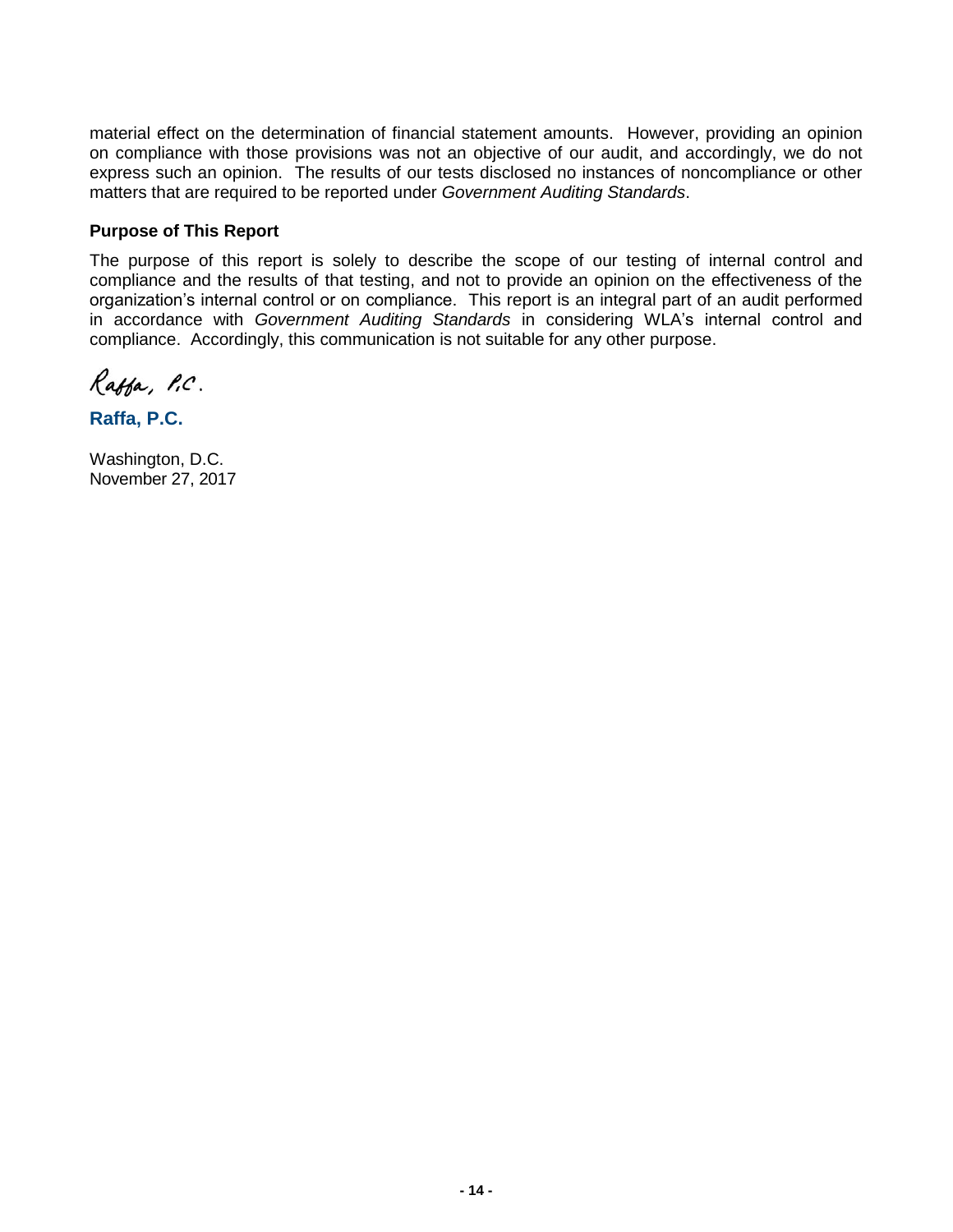material effect on the determination of financial statement amounts. However, providing an opinion on compliance with those provisions was not an objective of our audit, and accordingly, we do not express such an opinion. The results of our tests disclosed no instances of noncompliance or other matters that are required to be reported under *Government Auditing Standards*.

**Purpose of This Report**

The purpose of this report is solely to describe the scope of our testing of internal control and compliance and the results of that testing, and not to provide an opinion on the effectiveness of the organization's internal control or on compliance. This report is an integral part of an audit performed in accordance with *Government Auditing Standards* in considering WLA's internal control and compliance. Accordingly, this communication is not suitable for any other purpose.

Raffa, P.C.

**Raffa, P.C.**

Washington, D.C.
November 27, 2017